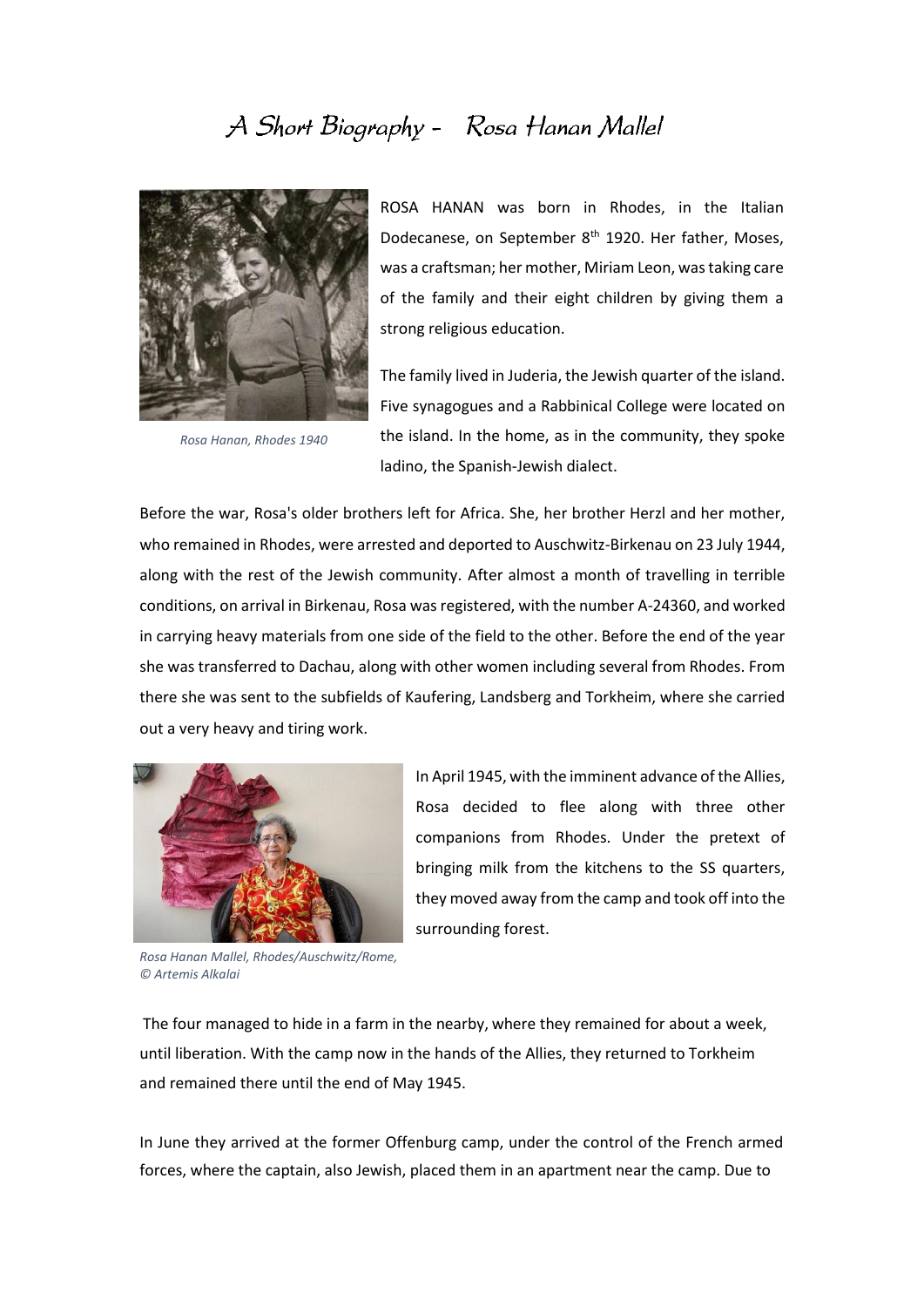# A Short Biography - Rosa Hanan Mallel

*Rosa Hanan, Rhodes 1940*

ROSA HANAN was born in Rhodes, in the Italian Dodecanese, on September 8th 1920. Her father, Moses, was a craftsman; her mother, Miriam Leon, was taking care of the family and their eight children by giving them a strong religious education.

The family lived in Juderia, the Jewish quarter of the island. Five synagogues and a Rabbinical College were located on the island. In the home, as in the community, they spoke ladino, the Spanish-Jewish dialect.

Before the war, Rosa's older brothers left for Africa. She, her brother Herzl and her mother, who remained in Rhodes, were arrested and deported to Auschwitz-Birkenau on 23 July 1944, along with the rest of the Jewish community. After almost a month of travelling in terrible conditions, on arrival in Birkenau, Rosa was registered, with the number A-24360, and worked in carrying heavy materials from one side of the field to the other. Before the end of the year she was transferred to Dachau, along with other women including several from Rhodes. From there she was sent to the subfields of Kaufering, Landsberg and Torkheim, where she carried out a very heavy and tiring work.

*Rosa Hanan Mallel, Rhodes/Auschwitz/Rome, © Artemis Alkalai*

In April 1945, with the imminent advance of the Allies, Rosa decided to flee along with three other companions from Rhodes. Under the pretext of bringing milk from the kitchens to the SS quarters, they moved away from the camp and took off into the surrounding forest.

The four managed to hide in a farm in the nearby, where they remained for about a week, until liberation. With the camp now in the hands of the Allies, they returned to Torkheim and remained there until the end of May 1945.

In June they arrived at the former Offenburg camp, under the control of the French armed forces, where the captain, also Jewish, placed them in an apartment near the camp. Due to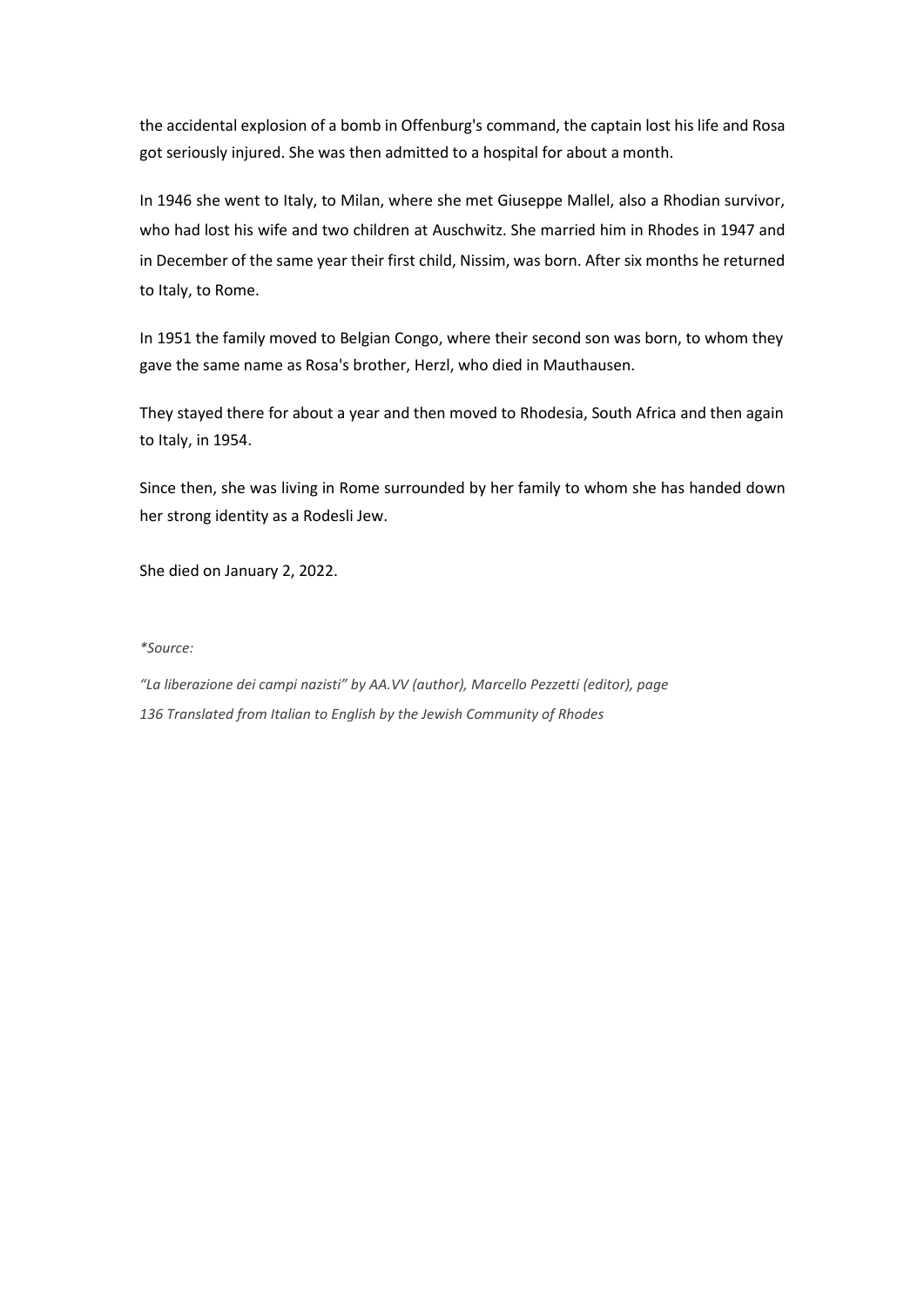the accidental explosion of a bomb in Offenburg's command, the captain lost his life and Rosa got seriously injured. She was then admitted to a hospital for about a month.

In 1946 she went to Italy, to Milan, where she met Giuseppe Mallel, also a Rhodian survivor, who had lost his wife and two children at Auschwitz. She married him in Rhodes in 1947 and in December of the same year their first child, Nissim, was born. After six months he returned to Italy, to Rome.

In 1951 the family moved to Belgian Congo, where their second son was born, to whom they gave the same name as Rosa's brother, Herzl, who died in Mauthausen.

They stayed there for about a year and then moved to Rhodesia, South Africa and then again to Italy, in 1954.

Since then, she was living in Rome surrounded by her family to whom she has handed down her strong identity as a Rodesli Jew.

She died on January 2, 2022.

*\*Source:*

*"La liberazione dei campi nazisti" by AA.VV (author), Marcello Pezzetti (editor), page 136 Translated from Italian to English by the Jewish Community of Rhodes*